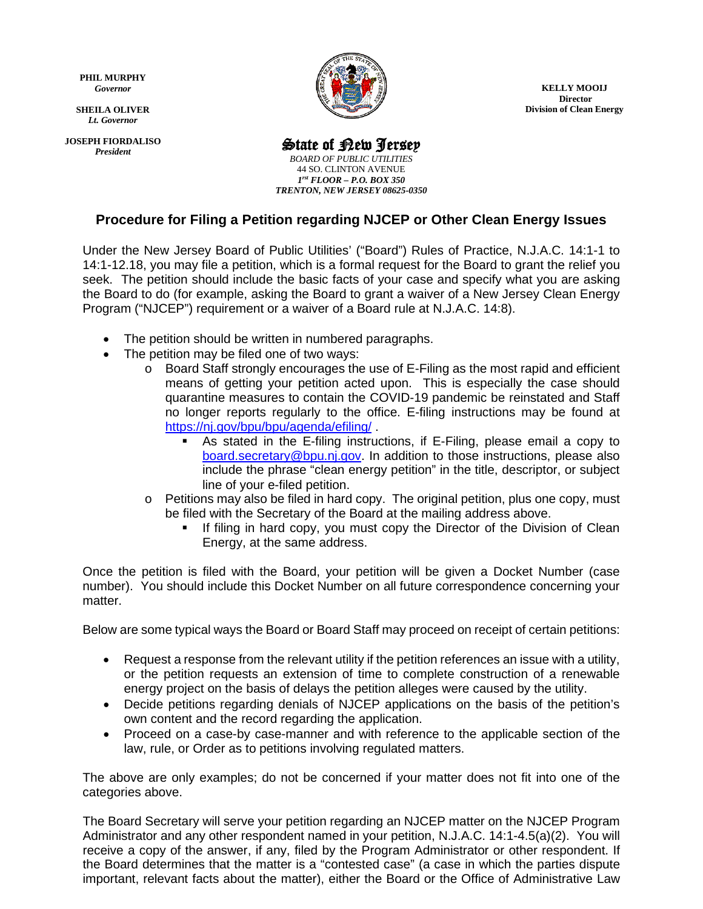**PHIL MURPHY**
*Governor*

**SHEILA OLIVER**
*Lt. Governor*

**JOSEPH FIORDALISO**
*President*

**State of New Jersey**
*BOARD OF PUBLIC UTILITIES*
44 SO. CLINTON AVENUE
*1st FLOOR – P.O. BOX 350*
*TRENTON, NEW JERSEY 08625-0350*

**KELLY MOOIJ**
**Director**
**Division of Clean Energy**

## Procedure for Filing a Petition regarding NJCEP or Other Clean Energy Issues

Under the New Jersey Board of Public Utilities' ("Board") Rules of Practice, N.J.A.C. 14:1-1 to 14:1-12.18, you may file a petition, which is a formal request for the Board to grant the relief you seek. The petition should include the basic facts of your case and specify what you are asking the Board to do (for example, asking the Board to grant a waiver of a New Jersey Clean Energy Program ("NJCEP") requirement or a waiver of a Board rule at N.J.A.C. 14:8).

- The petition should be written in numbered paragraphs.
- The petition may be filed one of two ways:
  - Board Staff strongly encourages the use of E-Filing as the most rapid and efficient means of getting your petition acted upon. This is especially the case should quarantine measures to contain the COVID-19 pandemic be reinstated and Staff no longer reports regularly to the office. E-filing instructions may be found at https://nj.gov/bpu/bpu/agenda/efiling/ .
    - As stated in the E-filing instructions, if E-Filing, please email a copy to board.secretary@bpu.nj.gov. In addition to those instructions, please also include the phrase "clean energy petition" in the title, descriptor, or subject line of your e-filed petition.
  - Petitions may also be filed in hard copy. The original petition, plus one copy, must be filed with the Secretary of the Board at the mailing address above.
    - If filing in hard copy, you must copy the Director of the Division of Clean Energy, at the same address.

Once the petition is filed with the Board, your petition will be given a Docket Number (case number). You should include this Docket Number on all future correspondence concerning your matter.

Below are some typical ways the Board or Board Staff may proceed on receipt of certain petitions:

- Request a response from the relevant utility if the petition references an issue with a utility, or the petition requests an extension of time to complete construction of a renewable energy project on the basis of delays the petition alleges were caused by the utility.
- Decide petitions regarding denials of NJCEP applications on the basis of the petition's own content and the record regarding the application.
- Proceed on a case-by case-manner and with reference to the applicable section of the law, rule, or Order as to petitions involving regulated matters.

The above are only examples; do not be concerned if your matter does not fit into one of the categories above.

The Board Secretary will serve your petition regarding an NJCEP matter on the NJCEP Program Administrator and any other respondent named in your petition, N.J.A.C. 14:1-4.5(a)(2). You will receive a copy of the answer, if any, filed by the Program Administrator or other respondent. If the Board determines that the matter is a "contested case" (a case in which the parties dispute important, relevant facts about the matter), either the Board or the Office of Administrative Law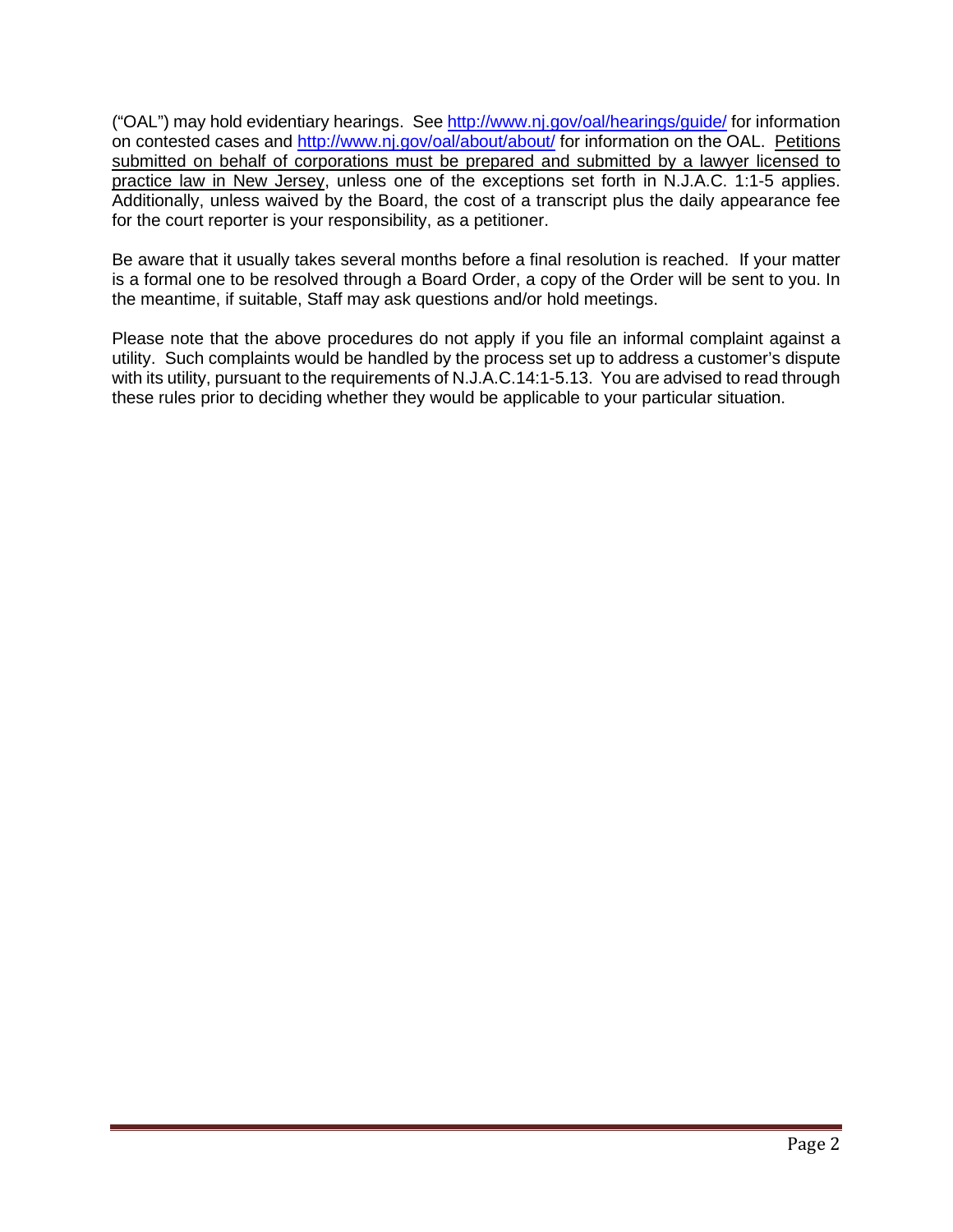("OAL") may hold evidentiary hearings. See http://www.nj.gov/oal/hearings/guide/ for information on contested cases and http://www.nj.gov/oal/about/about/ for information on the OAL. Petitions submitted on behalf of corporations must be prepared and submitted by a lawyer licensed to practice law in New Jersey, unless one of the exceptions set forth in N.J.A.C. 1:1-5 applies. Additionally, unless waived by the Board, the cost of a transcript plus the daily appearance fee for the court reporter is your responsibility, as a petitioner.

Be aware that it usually takes several months before a final resolution is reached. If your matter is a formal one to be resolved through a Board Order, a copy of the Order will be sent to you. In the meantime, if suitable, Staff may ask questions and/or hold meetings.

Please note that the above procedures do not apply if you file an informal complaint against a utility. Such complaints would be handled by the process set up to address a customer's dispute with its utility, pursuant to the requirements of N.J.A.C.14:1-5.13. You are advised to read through these rules prior to deciding whether they would be applicable to your particular situation.